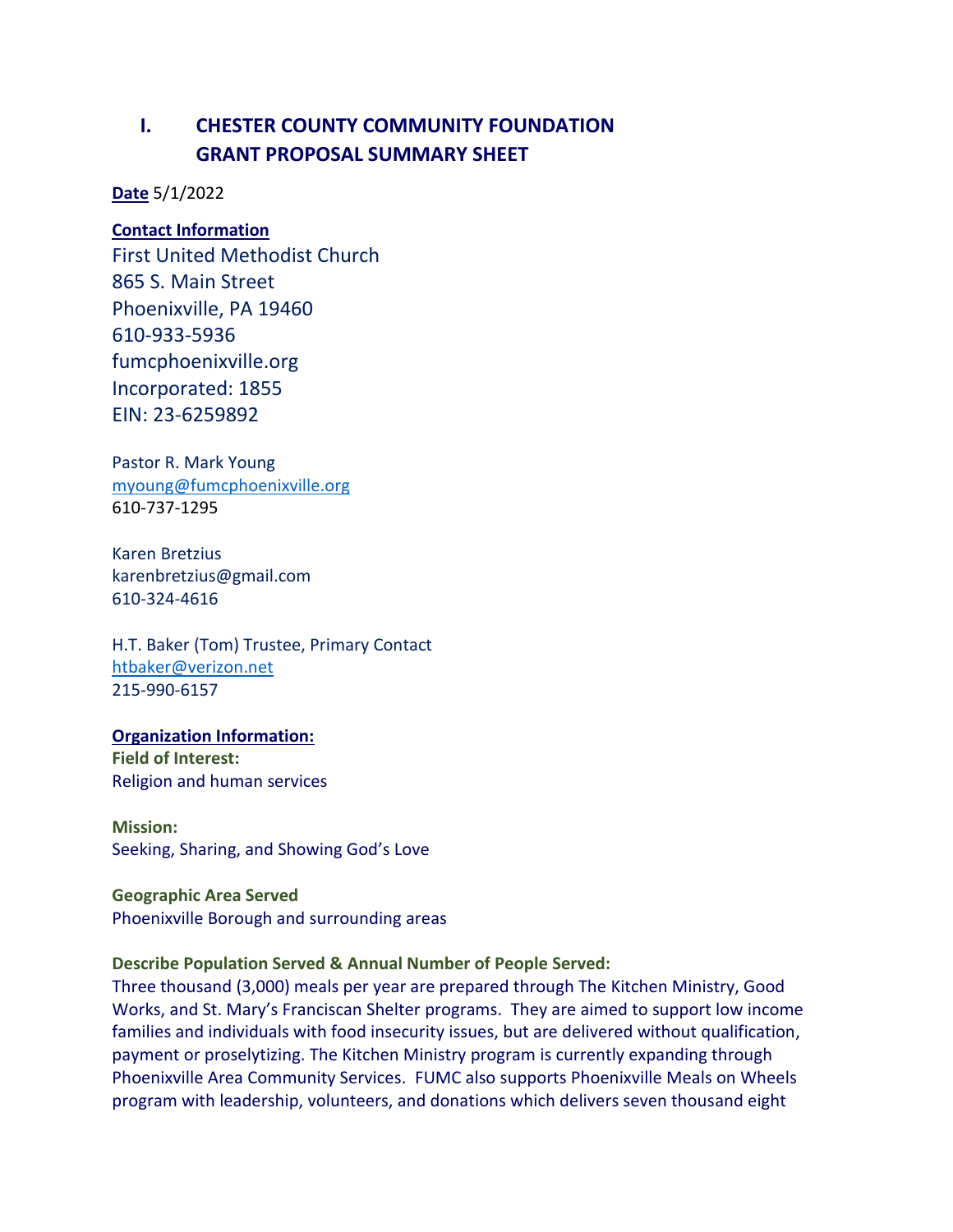# I. CHESTER COUNTY COMMUNITY FOUNDATION GRANT PROPOSAL SUMMARY SHEET

**Date** 5/1/2022

**Contact Information**

First United Methodist Church
865 S. Main Street
Phoenixville, PA 19460
610-933-5936
fumcphoenixville.org
Incorporated: 1855
EIN: 23-6259892

Pastor R. Mark Young
myoung@fumcphoenixville.org
610-737-1295

Karen Bretzius
karenbretzius@gmail.com
610-324-4616

H.T. Baker (Tom) Trustee, Primary Contact
htbaker@verizon.net
215-990-6157

**Organization Information:**

**Field of Interest:**
Religion and human services

**Mission:**
Seeking, Sharing, and Showing God's Love

**Geographic Area Served**
Phoenixville Borough and surrounding areas

**Describe Population Served & Annual Number of People Served:**
Three thousand (3,000) meals per year are prepared through The Kitchen Ministry, Good Works, and St. Mary's Franciscan Shelter programs. They are aimed to support low income families and individuals with food insecurity issues, but are delivered without qualification, payment or proselytizing. The Kitchen Ministry program is currently expanding through Phoenixville Area Community Services. FUMC also supports Phoenixville Meals on Wheels program with leadership, volunteers, and donations which delivers seven thousand eight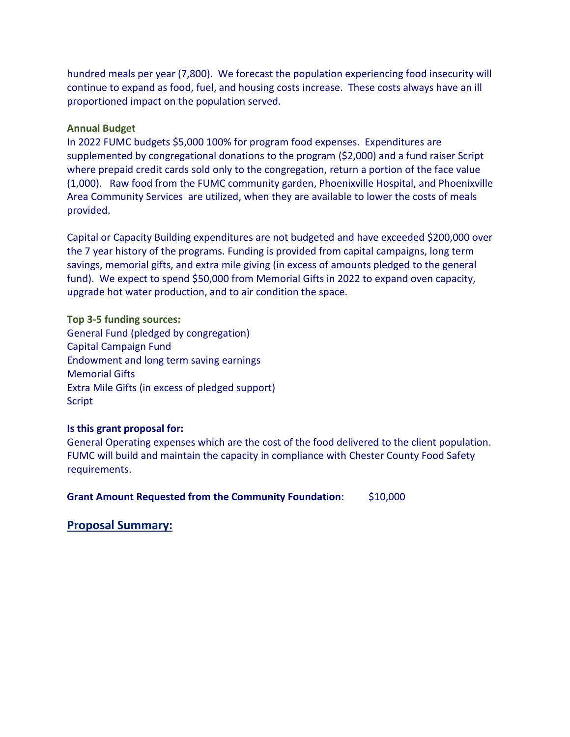hundred meals per year (7,800). We forecast the population experiencing food insecurity will continue to expand as food, fuel, and housing costs increase. These costs always have an ill proportioned impact on the population served.

**Annual Budget**

In 2022 FUMC budgets $5,000 100% for program food expenses. Expenditures are supplemented by congregational donations to the program ($2,000) and a fund raiser Script where prepaid credit cards sold only to the congregation, return a portion of the face value (1,000). Raw food from the FUMC community garden, Phoenixville Hospital, and Phoenixville Area Community Services are utilized, when they are available to lower the costs of meals provided.

Capital or Capacity Building expenditures are not budgeted and have exceeded $200,000 over the 7 year history of the programs. Funding is provided from capital campaigns, long term savings, memorial gifts, and extra mile giving (in excess of amounts pledged to the general fund). We expect to spend $50,000 from Memorial Gifts in 2022 to expand oven capacity, upgrade hot water production, and to air condition the space.

**Top 3-5 funding sources:**

General Fund (pledged by congregation)
Capital Campaign Fund
Endowment and long term saving earnings
Memorial Gifts
Extra Mile Gifts (in excess of pledged support)
Script

**Is this grant proposal for:**

General Operating expenses which are the cost of the food delivered to the client population. FUMC will build and maintain the capacity in compliance with Chester County Food Safety requirements.

**Grant Amount Requested from the Community Foundation**: $10,000

## Proposal Summary: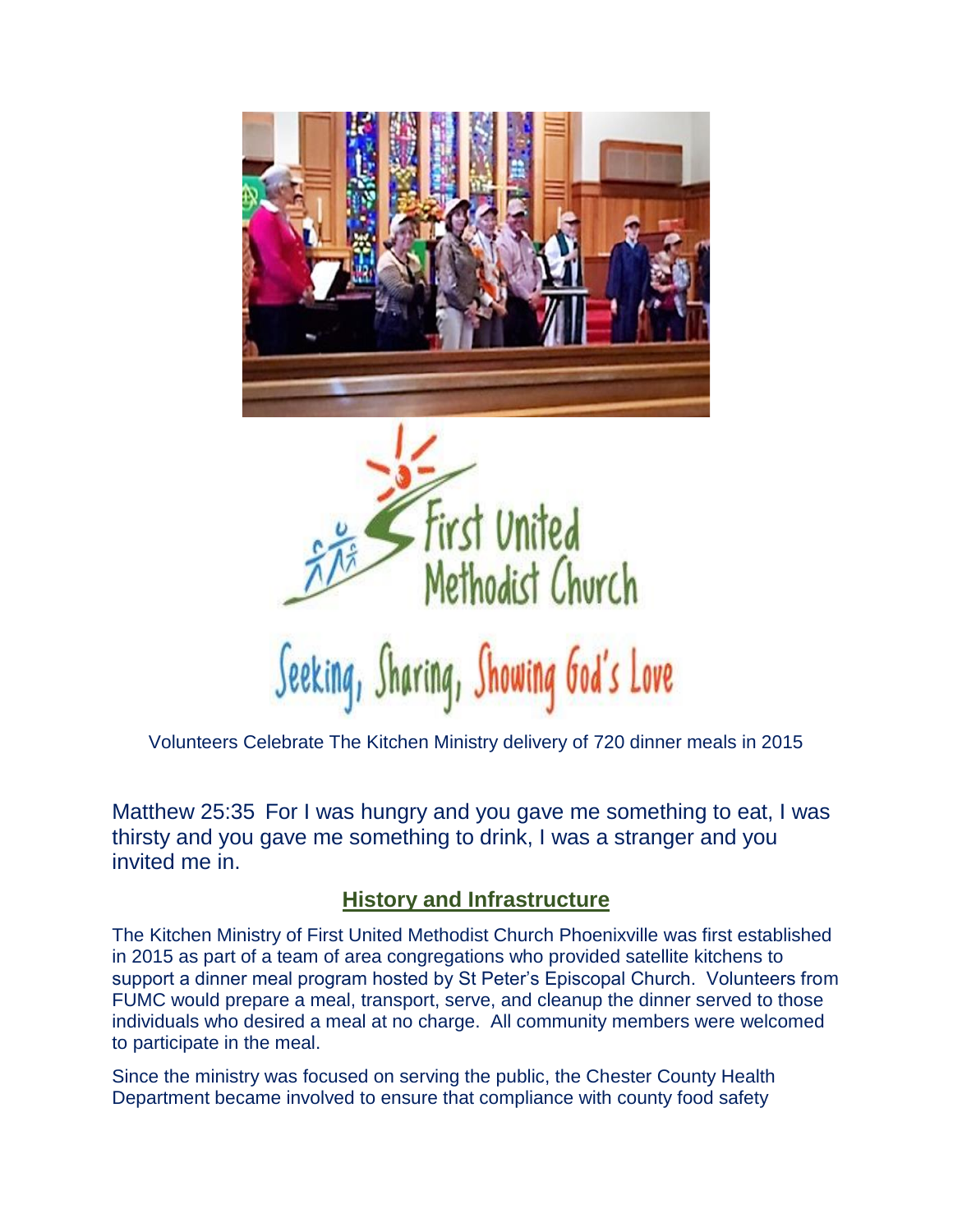First United Methodist Church

Seeking, Sharing, Showing God's Love

Volunteers Celebrate The Kitchen Ministry delivery of 720 dinner meals in 2015

Matthew 25:35 For I was hungry and you gave me something to eat, I was thirsty and you gave me something to drink, I was a stranger and you invited me in.

## History and Infrastructure

The Kitchen Ministry of First United Methodist Church Phoenixville was first established in 2015 as part of a team of area congregations who provided satellite kitchens to support a dinner meal program hosted by St Peter's Episcopal Church. Volunteers from FUMC would prepare a meal, transport, serve, and cleanup the dinner served to those individuals who desired a meal at no charge. All community members were welcomed to participate in the meal.

Since the ministry was focused on serving the public, the Chester County Health Department became involved to ensure that compliance with county food safety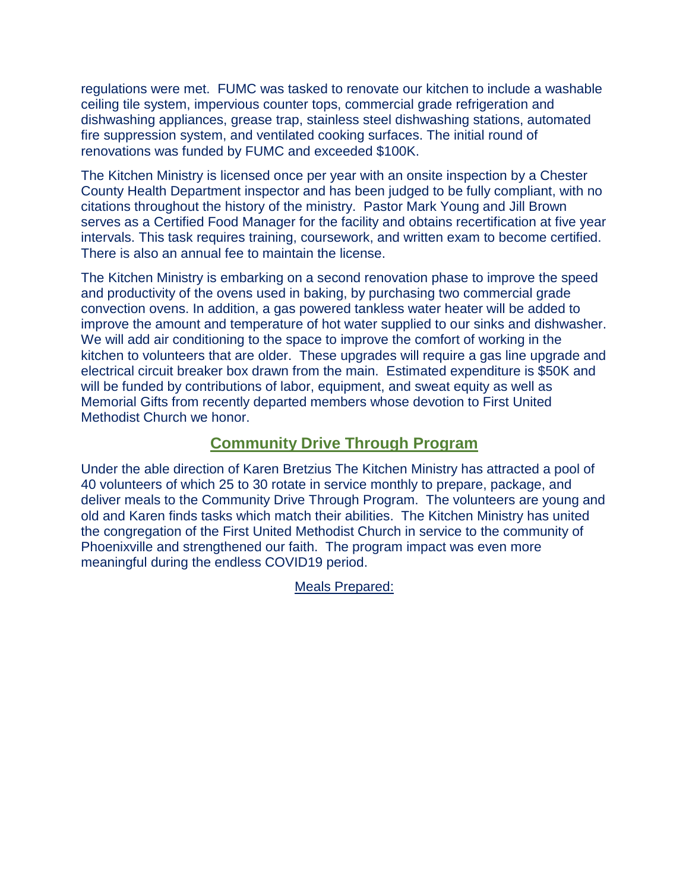regulations were met. FUMC was tasked to renovate our kitchen to include a washable ceiling tile system, impervious counter tops, commercial grade refrigeration and dishwashing appliances, grease trap, stainless steel dishwashing stations, automated fire suppression system, and ventilated cooking surfaces. The initial round of renovations was funded by FUMC and exceeded $100K.

The Kitchen Ministry is licensed once per year with an onsite inspection by a Chester County Health Department inspector and has been judged to be fully compliant, with no citations throughout the history of the ministry. Pastor Mark Young and Jill Brown serves as a Certified Food Manager for the facility and obtains recertification at five year intervals. This task requires training, coursework, and written exam to become certified. There is also an annual fee to maintain the license.

The Kitchen Ministry is embarking on a second renovation phase to improve the speed and productivity of the ovens used in baking, by purchasing two commercial grade convection ovens. In addition, a gas powered tankless water heater will be added to improve the amount and temperature of hot water supplied to our sinks and dishwasher. We will add air conditioning to the space to improve the comfort of working in the kitchen to volunteers that are older. These upgrades will require a gas line upgrade and electrical circuit breaker box drawn from the main. Estimated expenditure is $50K and will be funded by contributions of labor, equipment, and sweat equity as well as Memorial Gifts from recently departed members whose devotion to First United Methodist Church we honor.

## Community Drive Through Program

Under the able direction of Karen Bretzius The Kitchen Ministry has attracted a pool of 40 volunteers of which 25 to 30 rotate in service monthly to prepare, package, and deliver meals to the Community Drive Through Program. The volunteers are young and old and Karen finds tasks which match their abilities. The Kitchen Ministry has united the congregation of the First United Methodist Church in service to the community of Phoenixville and strengthened our faith. The program impact was even more meaningful during the endless COVID19 period.

Meals Prepared: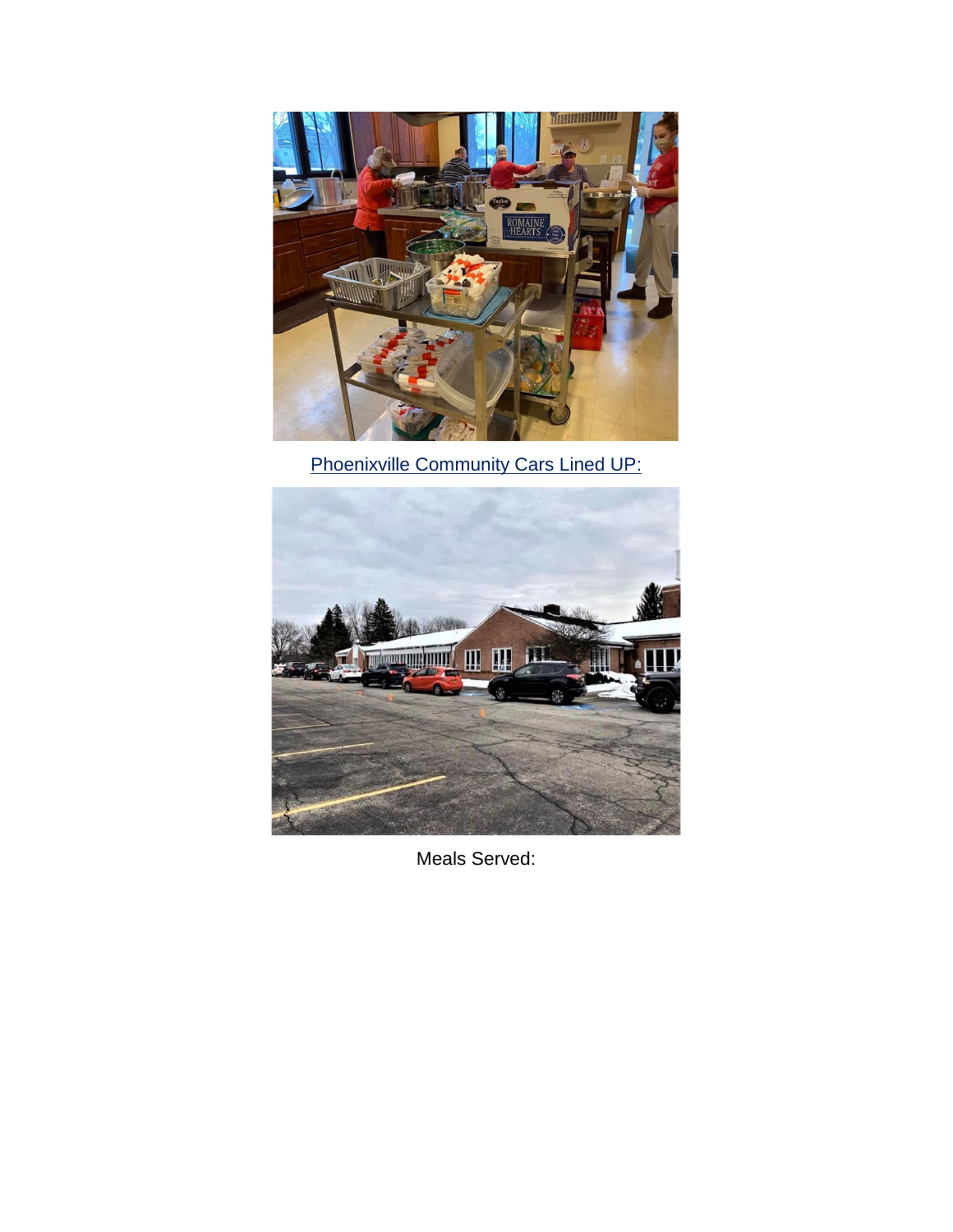Phoenixville Community Cars Lined UP:

Meals Served: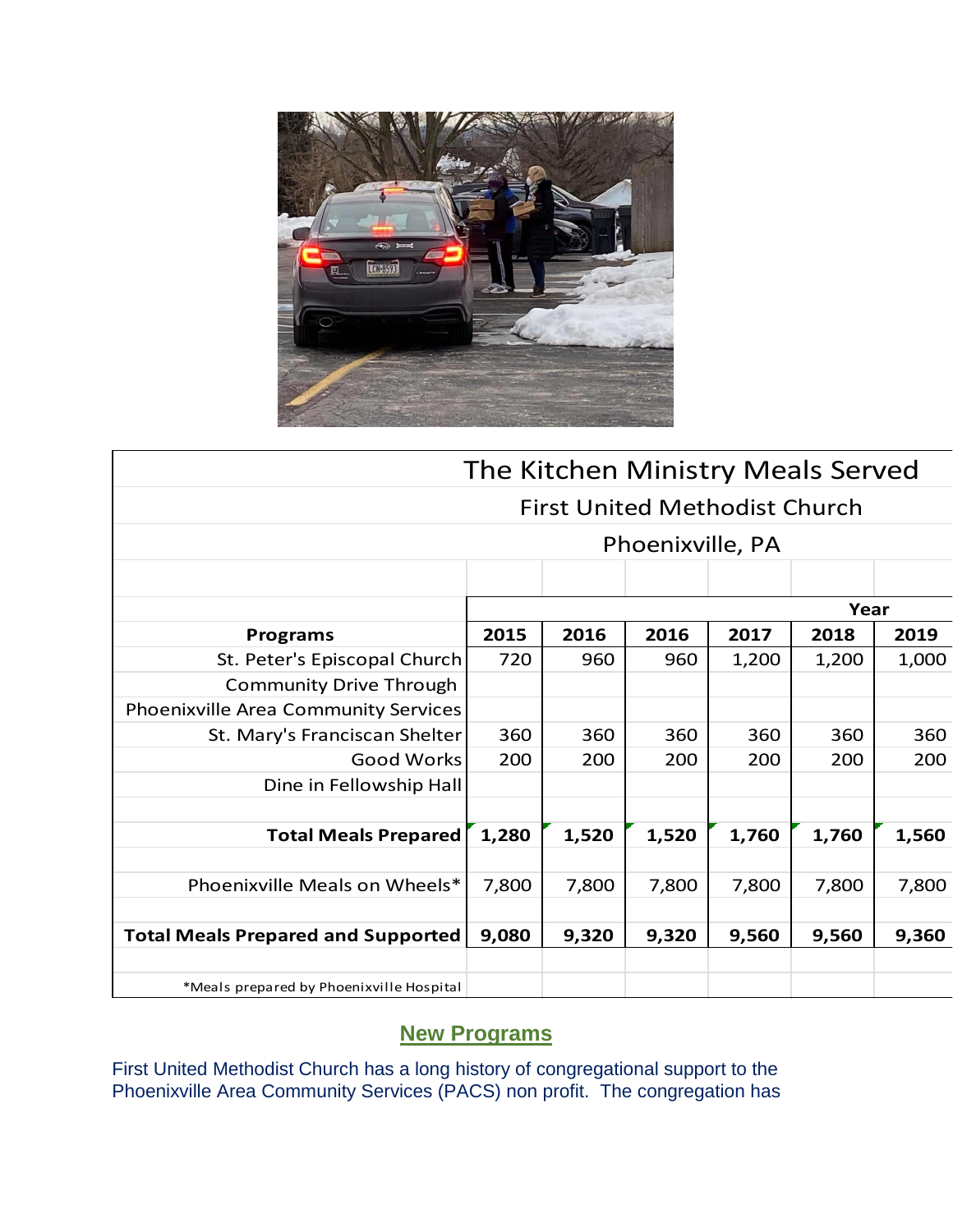| The Kitchen Ministry Meals Served | | | | | | |
|---|---|---|---|---|---|---|
| First United Methodist Church | | | | | | |
| Phoenixville, PA | | | | | | |
| | | | | | Year | |
| **Programs** | **2015** | **2016** | **2016** | **2017** | **2018** | **2019** |
| St. Peter's Episcopal Church | 720 | 960 | 960 | 1,200 | 1,200 | 1,000 |
| Community Drive Through | | | | | | |
| Phoenixville Area Community Services | | | | | | |
| St. Mary's Franciscan Shelter | 360 | 360 | 360 | 360 | 360 | 360 |
| Good Works | 200 | 200 | 200 | 200 | 200 | 200 |
| Dine in Fellowship Hall | | | | | | |
| **Total Meals Prepared** | **1,280** | **1,520** | **1,520** | **1,760** | **1,760** | **1,560** |
| Phoenixville Meals on Wheels* | 7,800 | 7,800 | 7,800 | 7,800 | 7,800 | 7,800 |
| **Total Meals Prepared and Supported** | **9,080** | **9,320** | **9,320** | **9,560** | **9,560** | **9,360** |
| *Meals prepared by Phoenixville Hospital | | | | | | |

## New Programs

First United Methodist Church has a long history of congregational support to the Phoenixville Area Community Services (PACS) non profit. The congregation has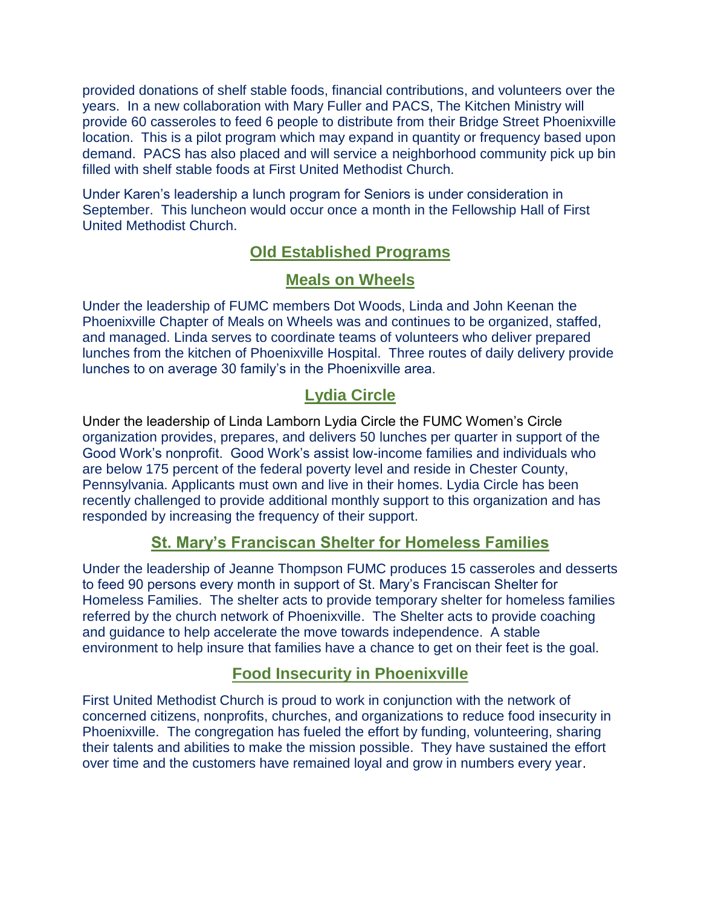provided donations of shelf stable foods, financial contributions, and volunteers over the years. In a new collaboration with Mary Fuller and PACS, The Kitchen Ministry will provide 60 casseroles to feed 6 people to distribute from their Bridge Street Phoenixville location. This is a pilot program which may expand in quantity or frequency based upon demand. PACS has also placed and will service a neighborhood community pick up bin filled with shelf stable foods at First United Methodist Church.

Under Karen's leadership a lunch program for Seniors is under consideration in September. This luncheon would occur once a month in the Fellowship Hall of First United Methodist Church.

## Old Established Programs

### Meals on Wheels

Under the leadership of FUMC members Dot Woods, Linda and John Keenan the Phoenixville Chapter of Meals on Wheels was and continues to be organized, staffed, and managed. Linda serves to coordinate teams of volunteers who deliver prepared lunches from the kitchen of Phoenixville Hospital. Three routes of daily delivery provide lunches to on average 30 family's in the Phoenixville area.

### Lydia Circle

Under the leadership of Linda Lamborn Lydia Circle the FUMC Women's Circle organization provides, prepares, and delivers 50 lunches per quarter in support of the Good Work's nonprofit. Good Work's assist low-income families and individuals who are below 175 percent of the federal poverty level and reside in Chester County, Pennsylvania. Applicants must own and live in their homes. Lydia Circle has been recently challenged to provide additional monthly support to this organization and has responded by increasing the frequency of their support.

### St. Mary's Franciscan Shelter for Homeless Families

Under the leadership of Jeanne Thompson FUMC produces 15 casseroles and desserts to feed 90 persons every month in support of St. Mary's Franciscan Shelter for Homeless Families. The shelter acts to provide temporary shelter for homeless families referred by the church network of Phoenixville. The Shelter acts to provide coaching and guidance to help accelerate the move towards independence. A stable environment to help insure that families have a chance to get on their feet is the goal.

### Food Insecurity in Phoenixville

First United Methodist Church is proud to work in conjunction with the network of concerned citizens, nonprofits, churches, and organizations to reduce food insecurity in Phoenixville. The congregation has fueled the effort by funding, volunteering, sharing their talents and abilities to make the mission possible. They have sustained the effort over time and the customers have remained loyal and grow in numbers every year.